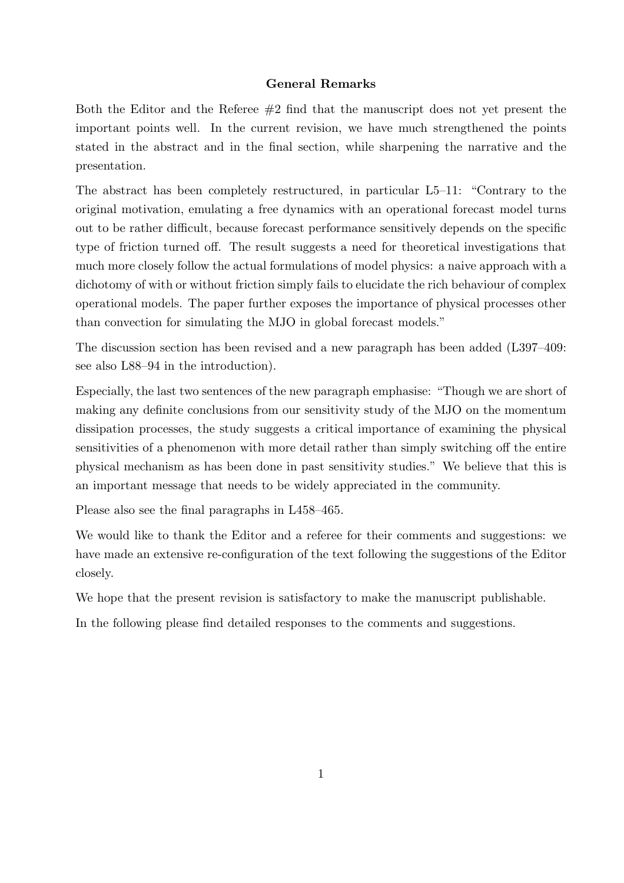## General Remarks

Both the Editor and the Referee #2 find that the manuscript does not yet present the important points well. In the current revision, we have much strengthened the points stated in the abstract and in the final section, while sharpening the narrative and the presentation.

The abstract has been completely restructured, in particular L5–11: "Contrary to the original motivation, emulating a free dynamics with an operational forecast model turns out to be rather difficult, because forecast performance sensitively depends on the specific type of friction turned off. The result suggests a need for theoretical investigations that much more closely follow the actual formulations of model physics: a naive approach with a dichotomy of with or without friction simply fails to elucidate the rich behaviour of complex operational models. The paper further exposes the importance of physical processes other than convection for simulating the MJO in global forecast models."

The discussion section has been revised and a new paragraph has been added (L397–409: see also L88–94 in the introduction).

Especially, the last two sentences of the new paragraph emphasise: "Though we are short of making any definite conclusions from our sensitivity study of the MJO on the momentum dissipation processes, the study suggests a critical importance of examining the physical sensitivities of a phenomenon with more detail rather than simply switching off the entire physical mechanism as has been done in past sensitivity studies." We believe that this is an important message that needs to be widely appreciated in the community.

Please also see the final paragraphs in L458–465.

We would like to thank the Editor and a referee for their comments and suggestions: we have made an extensive re-configuration of the text following the suggestions of the Editor closely.

We hope that the present revision is satisfactory to make the manuscript publishable.

In the following please find detailed responses to the comments and suggestions.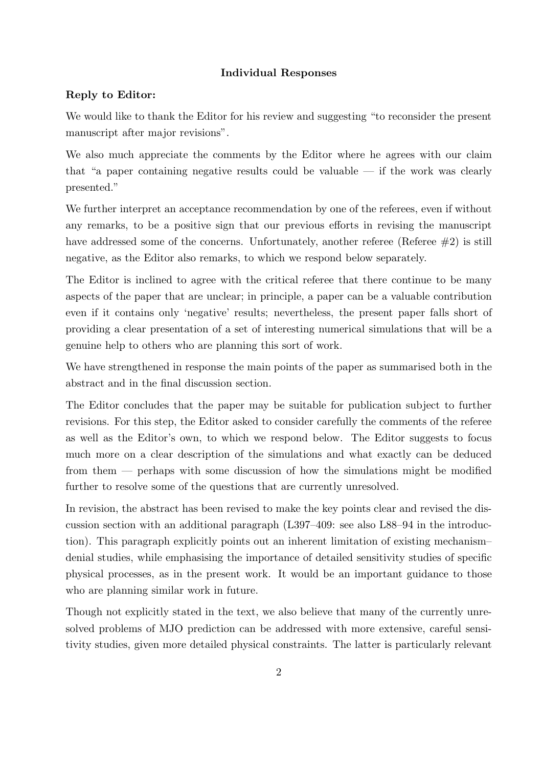## Individual Responses

### Reply to Editor:

We would like to thank the Editor for his review and suggesting "to reconsider the present manuscript after major revisions".

We also much appreciate the comments by the Editor where he agrees with our claim that "a paper containing negative results could be valuable — if the work was clearly presented."

We further interpret an acceptance recommendation by one of the referees, even if without any remarks, to be a positive sign that our previous efforts in revising the manuscript have addressed some of the concerns. Unfortunately, another referee (Referee #2) is still negative, as the Editor also remarks, to which we respond below separately.

The Editor is inclined to agree with the critical referee that there continue to be many aspects of the paper that are unclear; in principle, a paper can be a valuable contribution even if it contains only 'negative' results; nevertheless, the present paper falls short of providing a clear presentation of a set of interesting numerical simulations that will be a genuine help to others who are planning this sort of work.

We have strengthened in response the main points of the paper as summarised both in the abstract and in the final discussion section.

The Editor concludes that the paper may be suitable for publication subject to further revisions. For this step, the Editor asked to consider carefully the comments of the referee as well as the Editor's own, to which we respond below. The Editor suggests to focus much more on a clear description of the simulations and what exactly can be deduced from them — perhaps with some discussion of how the simulations might be modified further to resolve some of the questions that are currently unresolved.

In revision, the abstract has been revised to make the key points clear and revised the discussion section with an additional paragraph (L397–409: see also L88–94 in the introduction). This paragraph explicitly points out an inherent limitation of existing mechanism–denial studies, while emphasising the importance of detailed sensitivity studies of specific physical processes, as in the present work. It would be an important guidance to those who are planning similar work in future.

Though not explicitly stated in the text, we also believe that many of the currently unresolved problems of MJO prediction can be addressed with more extensive, careful sensitivity studies, given more detailed physical constraints. The latter is particularly relevant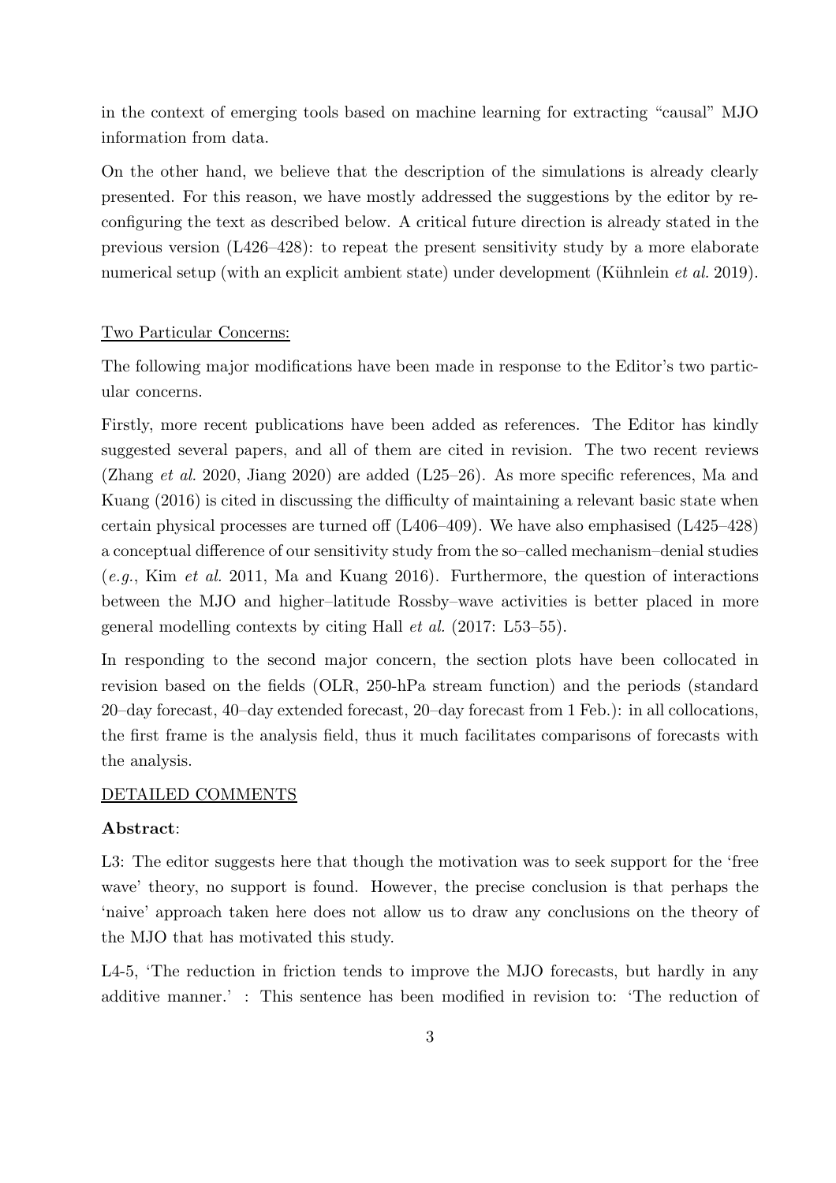in the context of emerging tools based on machine learning for extracting "causal" MJO information from data.

On the other hand, we believe that the description of the simulations is already clearly presented. For this reason, we have mostly addressed the suggestions by the editor by re-configuring the text as described below. A critical future direction is already stated in the previous version (L426–428): to repeat the present sensitivity study by a more elaborate numerical setup (with an explicit ambient state) under development (Kühnlein *et al.* 2019).

Two Particular Concerns:

The following major modifications have been made in response to the Editor's two particular concerns.

Firstly, more recent publications have been added as references. The Editor has kindly suggested several papers, and all of them are cited in revision. The two recent reviews (Zhang *et al.* 2020, Jiang 2020) are added (L25–26). As more specific references, Ma and Kuang (2016) is cited in discussing the difficulty of maintaining a relevant basic state when certain physical processes are turned off (L406–409). We have also emphasised (L425–428) a conceptual difference of our sensitivity study from the so–called mechanism–denial studies (*e.g.*, Kim *et al.* 2011, Ma and Kuang 2016). Furthermore, the question of interactions between the MJO and higher–latitude Rossby–wave activities is better placed in more general modelling contexts by citing Hall *et al.* (2017: L53–55).

In responding to the second major concern, the section plots have been collocated in revision based on the fields (OLR, 250-hPa stream function) and the periods (standard 20–day forecast, 40–day extended forecast, 20–day forecast from 1 Feb.): in all collocations, the first frame is the analysis field, thus it much facilitates comparisons of forecasts with the analysis.

DETAILED COMMENTS

**Abstract**:

L3: The editor suggests here that though the motivation was to seek support for the 'free wave' theory, no support is found. However, the precise conclusion is that perhaps the 'naive' approach taken here does not allow us to draw any conclusions on the theory of the MJO that has motivated this study.

L4-5, 'The reduction in friction tends to improve the MJO forecasts, but hardly in any additive manner.' : This sentence has been modified in revision to: 'The reduction of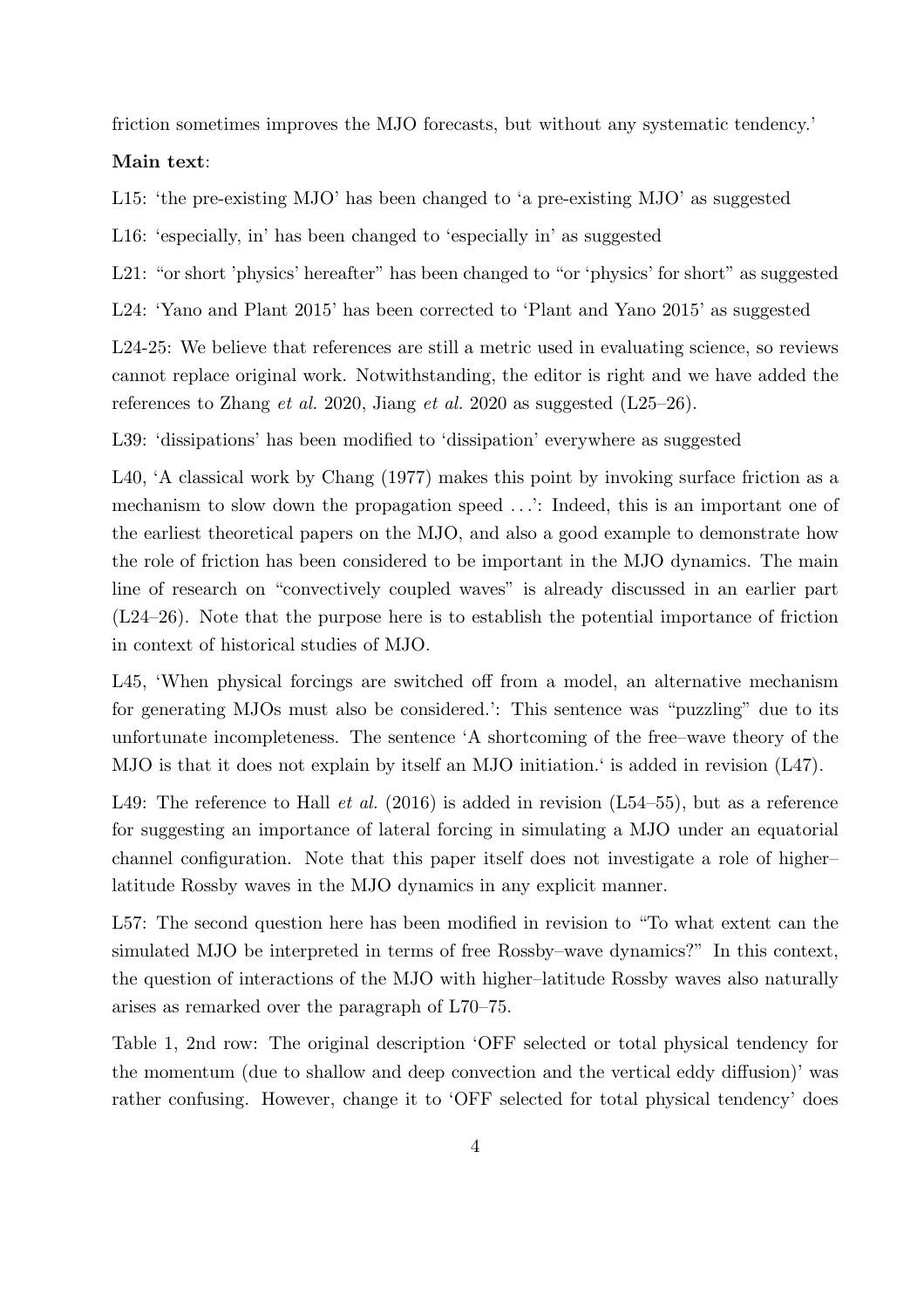friction sometimes improves the MJO forecasts, but without any systematic tendency.'

**Main text**:

L15: 'the pre-existing MJO' has been changed to 'a pre-existing MJO' as suggested

L16: 'especially, in' has been changed to 'especially in' as suggested

L21: "or short 'physics' hereafter" has been changed to "or 'physics' for short" as suggested

L24: 'Yano and Plant 2015' has been corrected to 'Plant and Yano 2015' as suggested

L24-25: We believe that references are still a metric used in evaluating science, so reviews cannot replace original work. Notwithstanding, the editor is right and we have added the references to Zhang *et al.* 2020, Jiang *et al.* 2020 as suggested (L25–26).

L39: 'dissipations' has been modified to 'dissipation' everywhere as suggested

L40, 'A classical work by Chang (1977) makes this point by invoking surface friction as a mechanism to slow down the propagation speed ...': Indeed, this is an important one of the earliest theoretical papers on the MJO, and also a good example to demonstrate how the role of friction has been considered to be important in the MJO dynamics. The main line of research on "convectively coupled waves" is already discussed in an earlier part (L24–26). Note that the purpose here is to establish the potential importance of friction in context of historical studies of MJO.

L45, 'When physical forcings are switched off from a model, an alternative mechanism for generating MJOs must also be considered.': This sentence was "puzzling" due to its unfortunate incompleteness. The sentence 'A shortcoming of the free–wave theory of the MJO is that it does not explain by itself an MJO initiation.' is added in revision (L47).

L49: The reference to Hall *et al.* (2016) is added in revision (L54–55), but as a reference for suggesting an importance of lateral forcing in simulating a MJO under an equatorial channel configuration. Note that this paper itself does not investigate a role of higher–latitude Rossby waves in the MJO dynamics in any explicit manner.

L57: The second question here has been modified in revision to "To what extent can the simulated MJO be interpreted in terms of free Rossby–wave dynamics?" In this context, the question of interactions of the MJO with higher–latitude Rossby waves also naturally arises as remarked over the paragraph of L70–75.

Table 1, 2nd row: The original description 'OFF selected or total physical tendency for the momentum (due to shallow and deep convection and the vertical eddy diffusion)' was rather confusing. However, change it to 'OFF selected for total physical tendency' does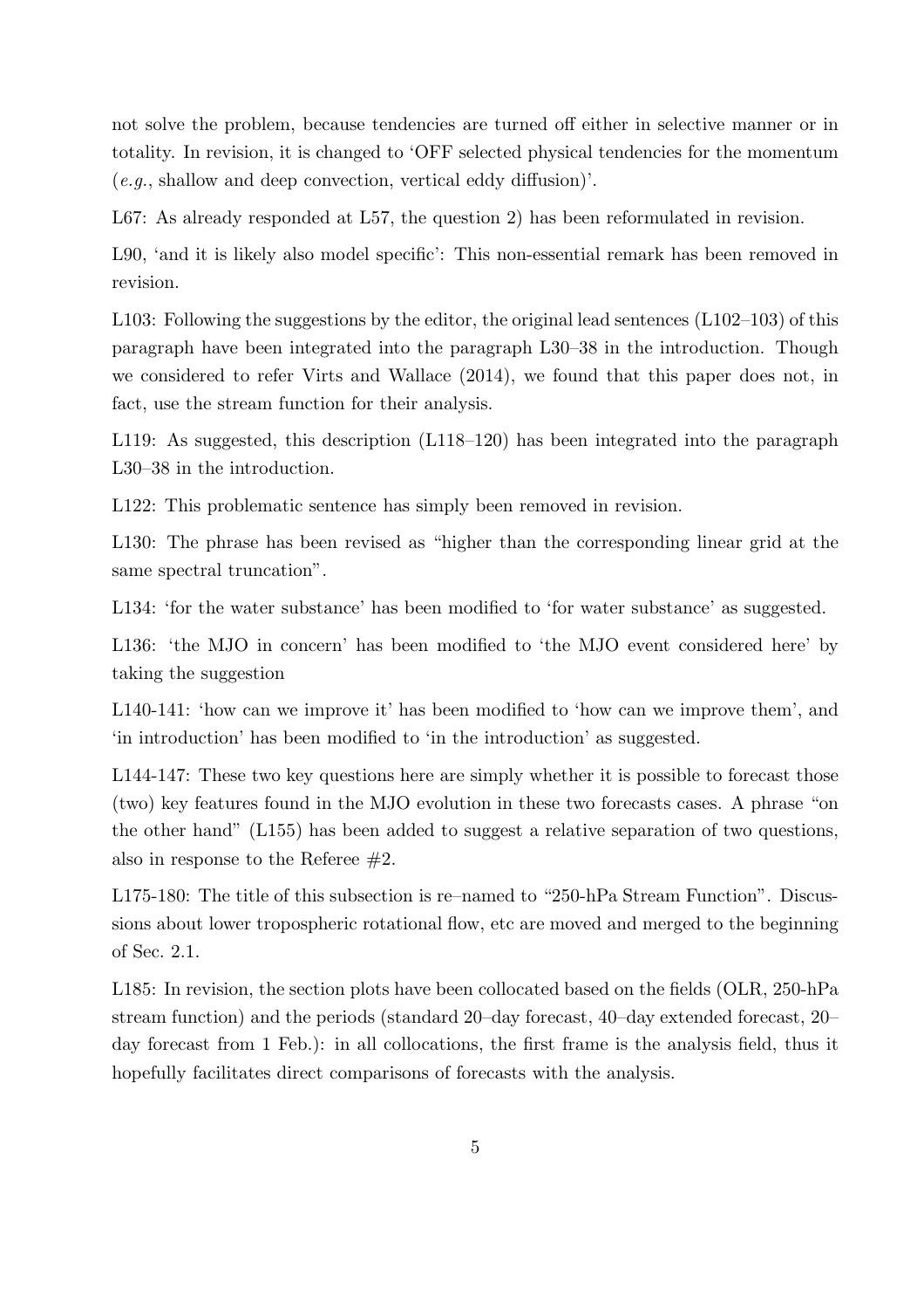not solve the problem, because tendencies are turned off either in selective manner or in totality. In revision, it is changed to 'OFF selected physical tendencies for the momentum (*e.g.*, shallow and deep convection, vertical eddy diffusion)'.

L67: As already responded at L57, the question 2) has been reformulated in revision.

L90, 'and it is likely also model specific': This non-essential remark has been removed in revision.

L103: Following the suggestions by the editor, the original lead sentences (L102–103) of this paragraph have been integrated into the paragraph L30–38 in the introduction. Though we considered to refer Virts and Wallace (2014), we found that this paper does not, in fact, use the stream function for their analysis.

L119: As suggested, this description (L118–120) has been integrated into the paragraph L30–38 in the introduction.

L122: This problematic sentence has simply been removed in revision.

L130: The phrase has been revised as "higher than the corresponding linear grid at the same spectral truncation".

L134: 'for the water substance' has been modified to 'for water substance' as suggested.

L136: 'the MJO in concern' has been modified to 'the MJO event considered here' by taking the suggestion

L140-141: 'how can we improve it' has been modified to 'how can we improve them', and 'in introduction' has been modified to 'in the introduction' as suggested.

L144-147: These two key questions here are simply whether it is possible to forecast those (two) key features found in the MJO evolution in these two forecasts cases. A phrase "on the other hand" (L155) has been added to suggest a relative separation of two questions, also in response to the Referee #2.

L175-180: The title of this subsection is re–named to "250-hPa Stream Function". Discussions about lower tropospheric rotational flow, etc are moved and merged to the beginning of Sec. 2.1.

L185: In revision, the section plots have been collocated based on the fields (OLR, 250-hPa stream function) and the periods (standard 20–day forecast, 40–day extended forecast, 20–day forecast from 1 Feb.): in all collocations, the first frame is the analysis field, thus it hopefully facilitates direct comparisons of forecasts with the analysis.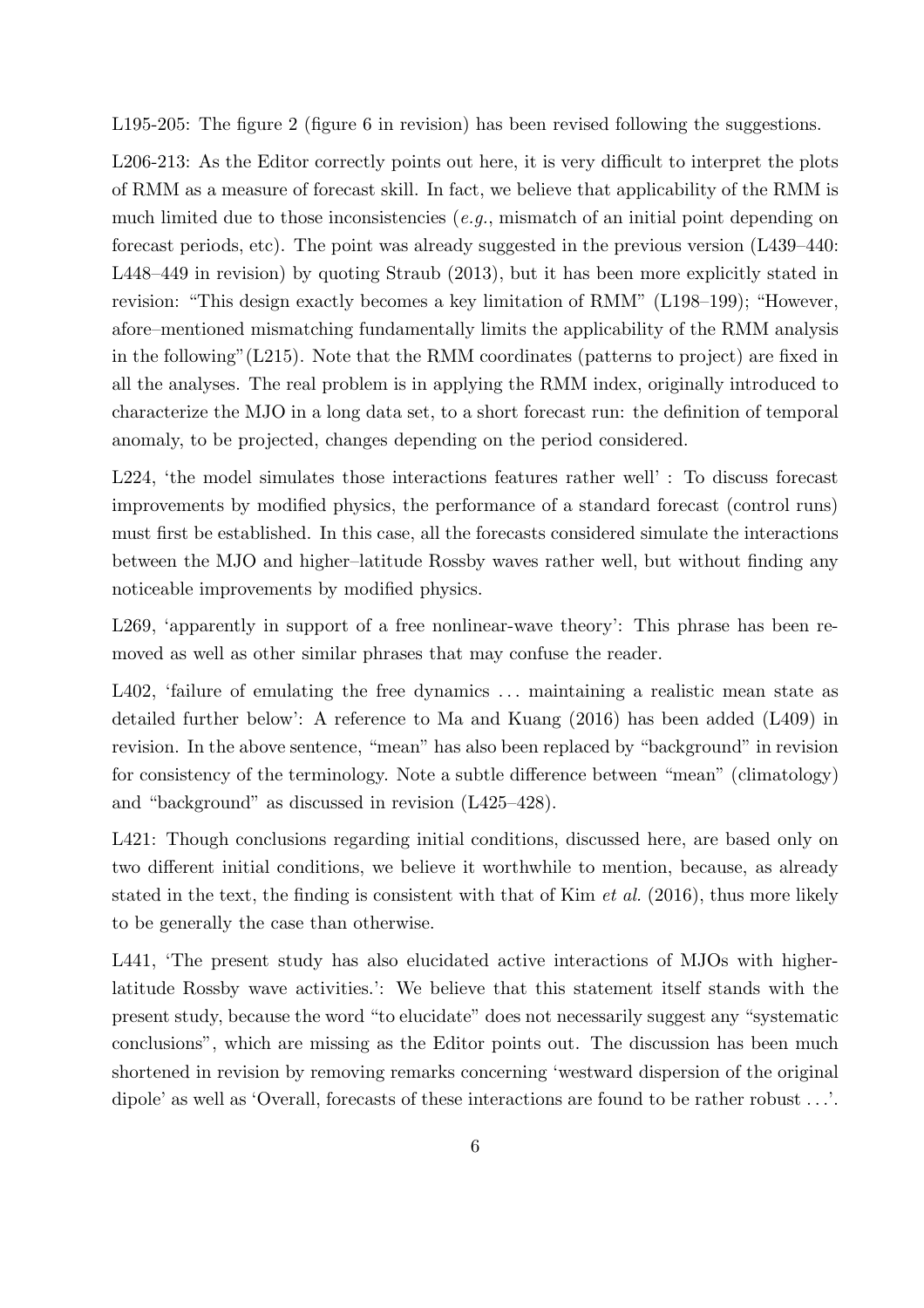L195-205: The figure 2 (figure 6 in revision) has been revised following the suggestions.

L206-213: As the Editor correctly points out here, it is very difficult to interpret the plots of RMM as a measure of forecast skill. In fact, we believe that applicability of the RMM is much limited due to those inconsistencies (*e.g.*, mismatch of an initial point depending on forecast periods, etc). The point was already suggested in the previous version (L439–440: L448–449 in revision) by quoting Straub (2013), but it has been more explicitly stated in revision: "This design exactly becomes a key limitation of RMM" (L198–199); "However, afore–mentioned mismatching fundamentally limits the applicability of the RMM analysis in the following"(L215). Note that the RMM coordinates (patterns to project) are fixed in all the analyses. The real problem is in applying the RMM index, originally introduced to characterize the MJO in a long data set, to a short forecast run: the definition of temporal anomaly, to be projected, changes depending on the period considered.

L224, 'the model simulates those interactions features rather well' : To discuss forecast improvements by modified physics, the performance of a standard forecast (control runs) must first be established. In this case, all the forecasts considered simulate the interactions between the MJO and higher–latitude Rossby waves rather well, but without finding any noticeable improvements by modified physics.

L269, 'apparently in support of a free nonlinear-wave theory': This phrase has been removed as well as other similar phrases that may confuse the reader.

L402, 'failure of emulating the free dynamics ... maintaining a realistic mean state as detailed further below': A reference to Ma and Kuang (2016) has been added (L409) in revision. In the above sentence, "mean" has also been replaced by "background" in revision for consistency of the terminology. Note a subtle difference between "mean" (climatology) and "background" as discussed in revision (L425–428).

L421: Though conclusions regarding initial conditions, discussed here, are based only on two different initial conditions, we believe it worthwhile to mention, because, as already stated in the text, the finding is consistent with that of Kim *et al.* (2016), thus more likely to be generally the case than otherwise.

L441, 'The present study has also elucidated active interactions of MJOs with higher-latitude Rossby wave activities.': We believe that this statement itself stands with the present study, because the word "to elucidate" does not necessarily suggest any "systematic conclusions", which are missing as the Editor points out. The discussion has been much shortened in revision by removing remarks concerning 'westward dispersion of the original dipole' as well as 'Overall, forecasts of these interactions are found to be rather robust ...'.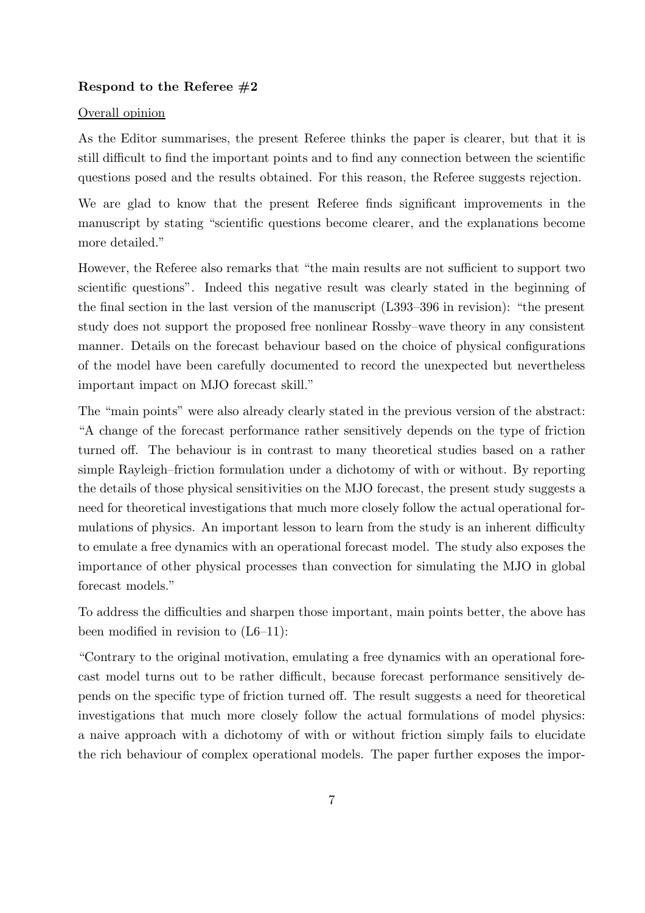**Respond to the Referee #2**

Overall opinion

As the Editor summarises, the present Referee thinks the paper is clearer, but that it is still difficult to find the important points and to find any connection between the scientific questions posed and the results obtained. For this reason, the Referee suggests rejection.

We are glad to know that the present Referee finds significant improvements in the manuscript by stating "scientific questions become clearer, and the explanations become more detailed."

However, the Referee also remarks that "the main results are not sufficient to support two scientific questions". Indeed this negative result was clearly stated in the beginning of the final section in the last version of the manuscript (L393–396 in revision): "the present study does not support the proposed free nonlinear Rossby–wave theory in any consistent manner. Details on the forecast behaviour based on the choice of physical configurations of the model have been carefully documented to record the unexpected but nevertheless important impact on MJO forecast skill."

The "main points" were also already clearly stated in the previous version of the abstract: "A change of the forecast performance rather sensitively depends on the type of friction turned off. The behaviour is in contrast to many theoretical studies based on a rather simple Rayleigh–friction formulation under a dichotomy of with or without. By reporting the details of those physical sensitivities on the MJO forecast, the present study suggests a need for theoretical investigations that much more closely follow the actual operational formulations of physics. An important lesson to learn from the study is an inherent difficulty to emulate a free dynamics with an operational forecast model. The study also exposes the importance of other physical processes than convection for simulating the MJO in global forecast models."

To address the difficulties and sharpen those important, main points better, the above has been modified in revision to (L6–11):

"Contrary to the original motivation, emulating a free dynamics with an operational forecast model turns out to be rather difficult, because forecast performance sensitively depends on the specific type of friction turned off. The result suggests a need for theoretical investigations that much more closely follow the actual formulations of model physics: a naive approach with a dichotomy of with or without friction simply fails to elucidate the rich behaviour of complex operational models. The paper further exposes the impor-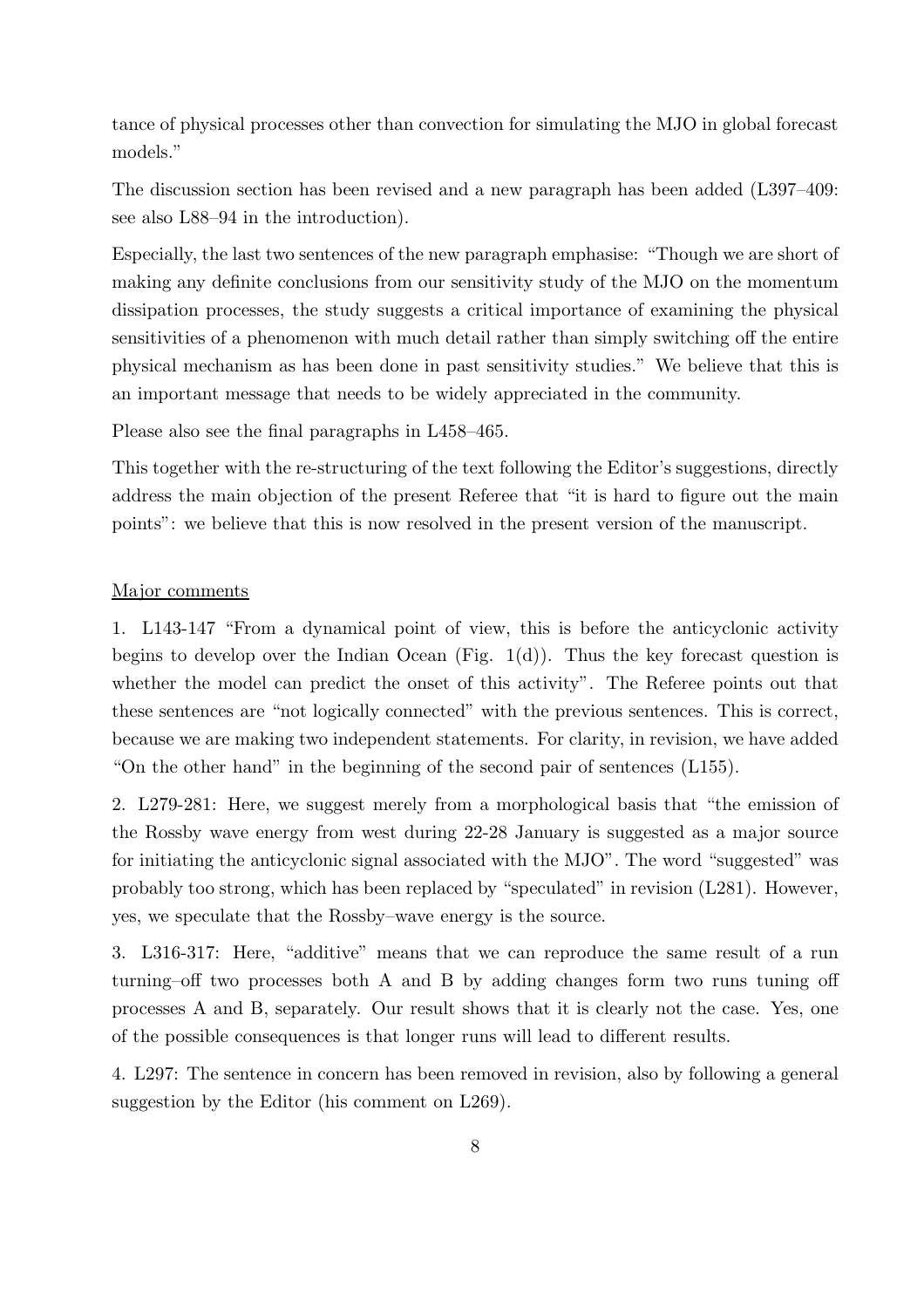tance of physical processes other than convection for simulating the MJO in global forecast models."

The discussion section has been revised and a new paragraph has been added (L397–409: see also L88–94 in the introduction).

Especially, the last two sentences of the new paragraph emphasise: "Though we are short of making any definite conclusions from our sensitivity study of the MJO on the momentum dissipation processes, the study suggests a critical importance of examining the physical sensitivities of a phenomenon with much detail rather than simply switching off the entire physical mechanism as has been done in past sensitivity studies." We believe that this is an important message that needs to be widely appreciated in the community.

Please also see the final paragraphs in L458–465.

This together with the re-structuring of the text following the Editor's suggestions, directly address the main objection of the present Referee that "it is hard to figure out the main points": we believe that this is now resolved in the present version of the manuscript.

Major comments

1. L143-147 "From a dynamical point of view, this is before the anticyclonic activity begins to develop over the Indian Ocean (Fig. 1(d)). Thus the key forecast question is whether the model can predict the onset of this activity". The Referee points out that these sentences are "not logically connected" with the previous sentences. This is correct, because we are making two independent statements. For clarity, in revision, we have added "On the other hand" in the beginning of the second pair of sentences (L155).

2. L279-281: Here, we suggest merely from a morphological basis that "the emission of the Rossby wave energy from west during 22-28 January is suggested as a major source for initiating the anticyclonic signal associated with the MJO". The word "suggested" was probably too strong, which has been replaced by "speculated" in revision (L281). However, yes, we speculate that the Rossby–wave energy is the source.

3. L316-317: Here, "additive" means that we can reproduce the same result of a run turning–off two processes both A and B by adding changes form two runs tuning off processes A and B, separately. Our result shows that it is clearly not the case. Yes, one of the possible consequences is that longer runs will lead to different results.

4. L297: The sentence in concern has been removed in revision, also by following a general suggestion by the Editor (his comment on L269).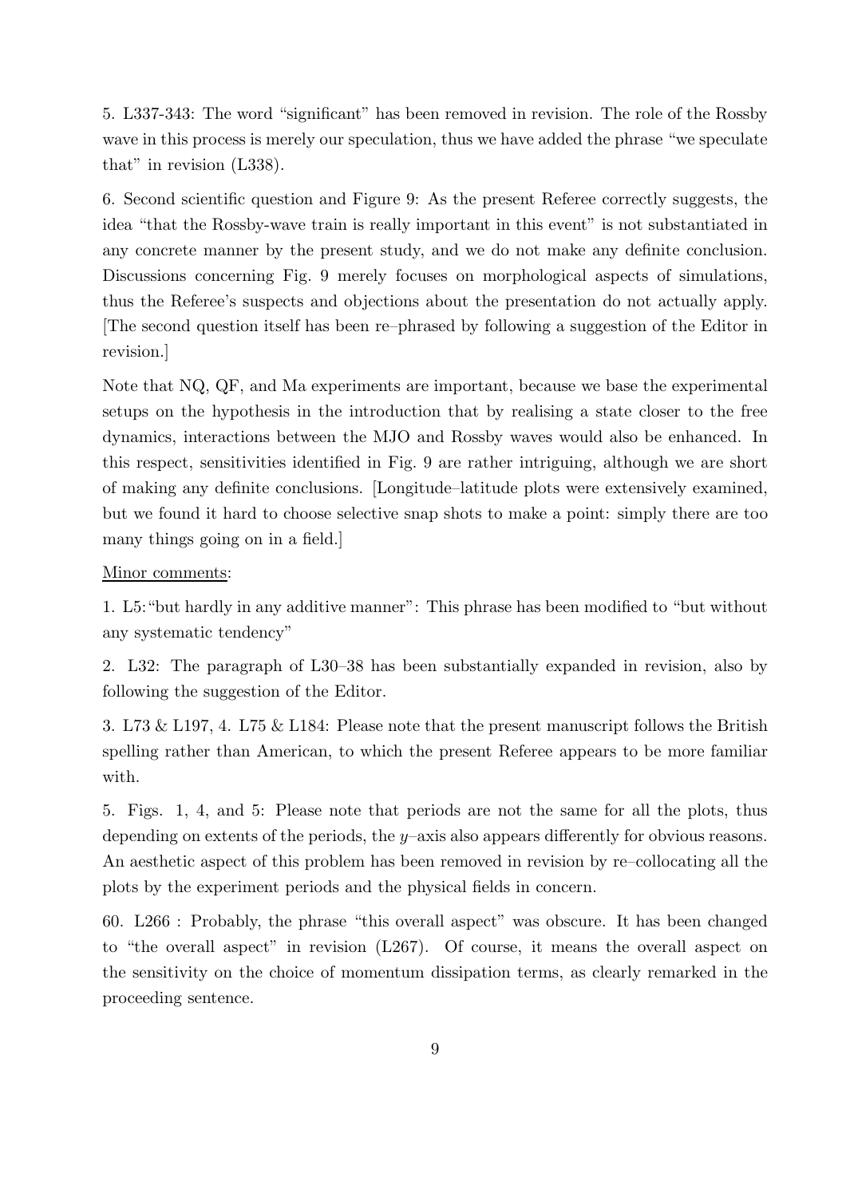5. L337-343: The word “significant” has been removed in revision. The role of the Rossby wave in this process is merely our speculation, thus we have added the phrase “we speculate that” in revision (L338).

6. Second scientific question and Figure 9: As the present Referee correctly suggests, the idea “that the Rossby-wave train is really important in this event” is not substantiated in any concrete manner by the present study, and we do not make any definite conclusion. Discussions concerning Fig. 9 merely focuses on morphological aspects of simulations, thus the Referee’s suspects and objections about the presentation do not actually apply. [The second question itself has been re–phrased by following a suggestion of the Editor in revision.]

Note that NQ, QF, and Ma experiments are important, because we base the experimental setups on the hypothesis in the introduction that by realising a state closer to the free dynamics, interactions between the MJO and Rossby waves would also be enhanced. In this respect, sensitivities identified in Fig. 9 are rather intriguing, although we are short of making any definite conclusions. [Longitude–latitude plots were extensively examined, but we found it hard to choose selective snap shots to make a point: simply there are too many things going on in a field.]

<u>Minor comments</u>:

1. L5: “but hardly in any additive manner”: This phrase has been modified to “but without any systematic tendency”

2. L32: The paragraph of L30–38 has been substantially expanded in revision, also by following the suggestion of the Editor.

3. L73 & L197, 4. L75 & L184: Please note that the present manuscript follows the British spelling rather than American, to which the present Referee appears to be more familiar with.

5. Figs. 1, 4, and 5: Please note that periods are not the same for all the plots, thus depending on extents of the periods, the $y$–axis also appears differently for obvious reasons. An aesthetic aspect of this problem has been removed in revision by re–collocating all the plots by the experiment periods and the physical fields in concern.

60. L266 : Probably, the phrase “this overall aspect” was obscure. It has been changed to “the overall aspect” in revision (L267). Of course, it means the overall aspect on the sensitivity on the choice of momentum dissipation terms, as clearly remarked in the proceeding sentence.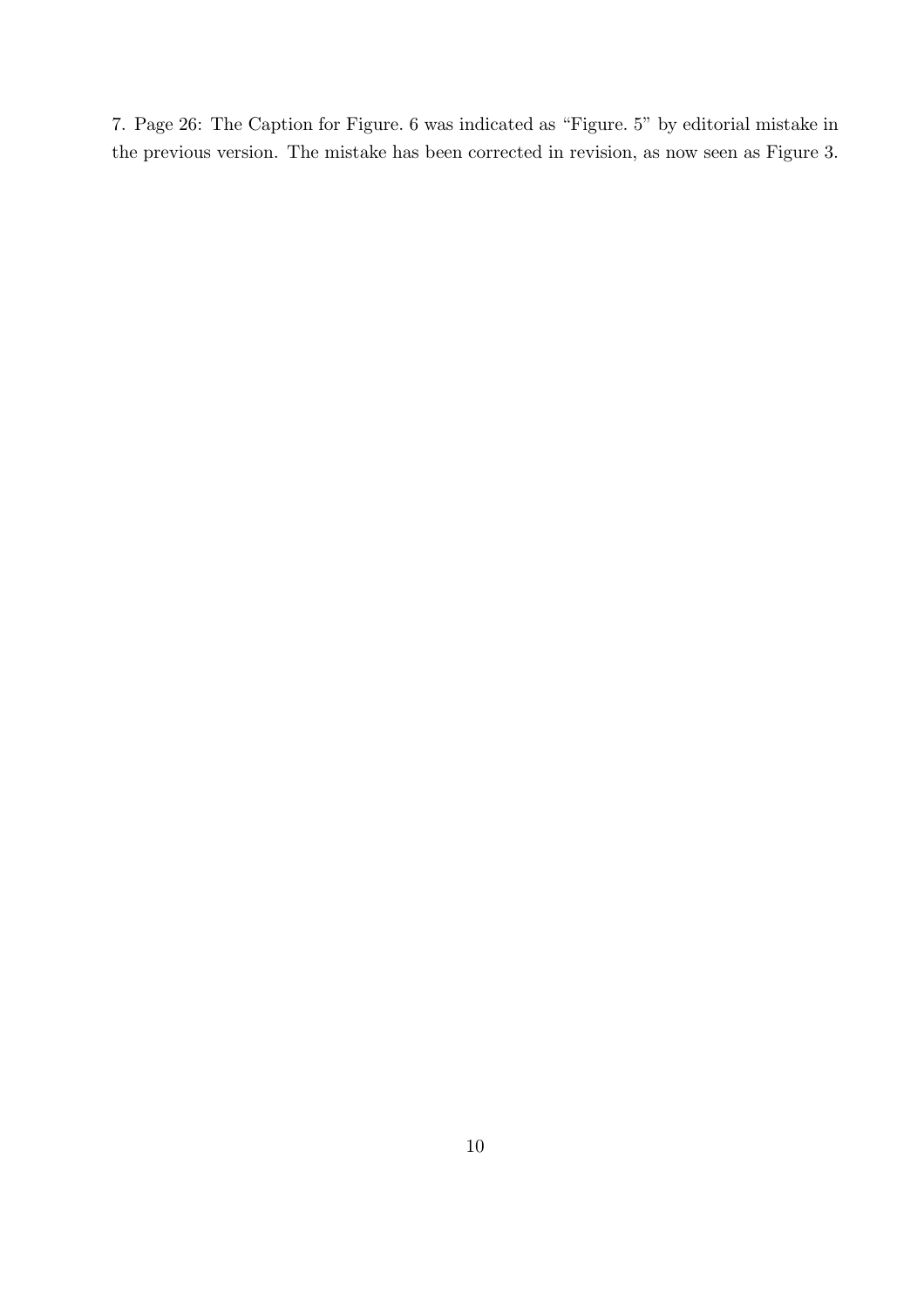7. Page 26: The Caption for Figure. 6 was indicated as "Figure. 5" by editorial mistake in the previous version. The mistake has been corrected in revision, as now seen as Figure 3.